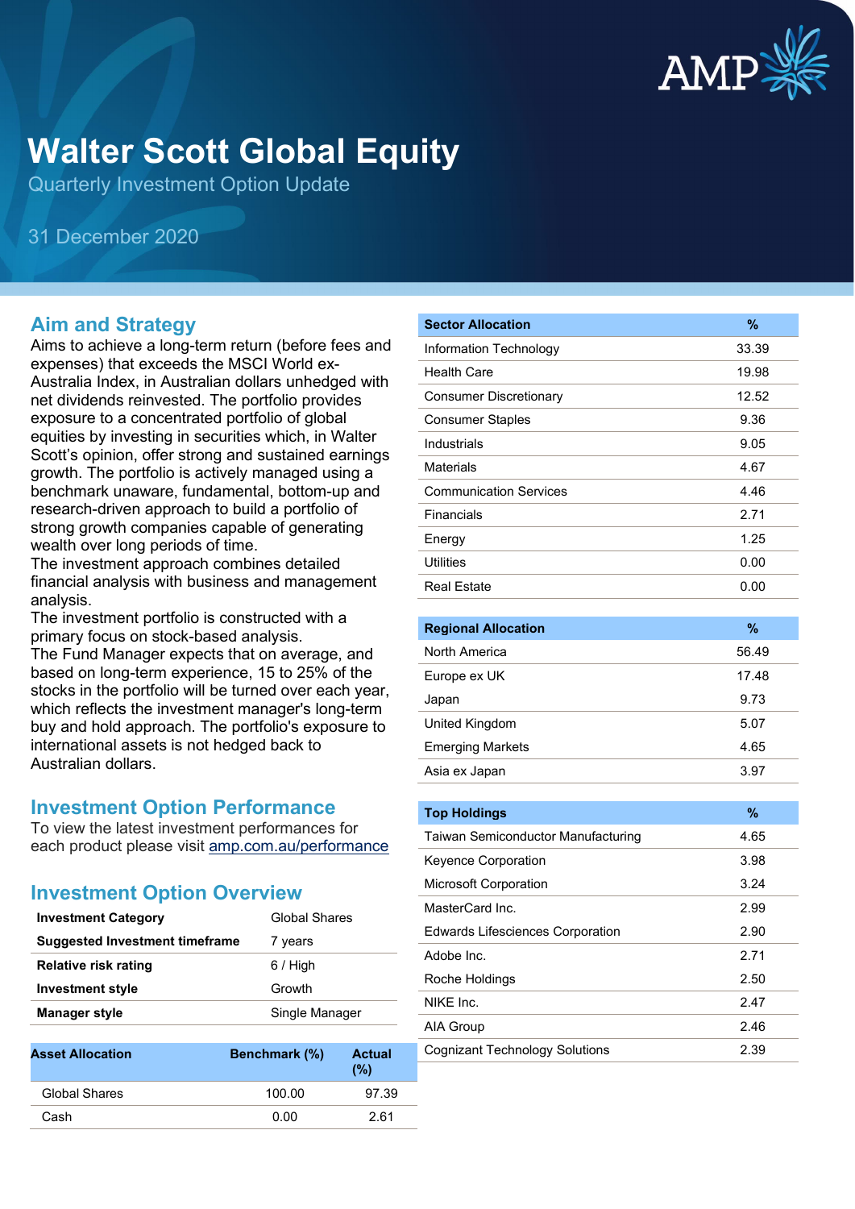# Walter Scott Global Equity

Quarterly Investment Option Update

31 December 2020

## Aim and Strategy

Aims to achieve a long-term return (before fees and expenses) that exceeds the MSCI World ex-Australia Index, in Australian dollars unhedged with net dividends reinvested. The portfolio provides exposure to a concentrated portfolio of global equities by investing in securities which, in Walter Scott's opinion, offer strong and sustained earnings growth. The portfolio is actively managed using a benchmark unaware, fundamental, bottom-up and research-driven approach to build a portfolio of strong growth companies capable of generating wealth over long periods of time.
The investment approach combines detailed financial analysis with business and management analysis.
The investment portfolio is constructed with a primary focus on stock-based analysis.
The Fund Manager expects that on average, and based on long-term experience, 15 to 25% of the stocks in the portfolio will be turned over each year, which reflects the investment manager's long-term buy and hold approach. The portfolio's exposure to international assets is not hedged back to Australian dollars.

## Investment Option Performance

To view the latest investment performances for each product please visit amp.com.au/performance

## Investment Option Overview

| | |
|---|---|
| **Investment Category** | Global Shares |
| **Suggested Investment timeframe** | 7 years |
| **Relative risk rating** | 6 / High |
| **Investment style** | Growth |
| **Manager style** | Single Manager |

| Asset Allocation | Benchmark (%) | Actual (%) |
|---|---|---|
| Global Shares | 100.00 | 97.39 |
| Cash | 0.00 | 2.61 |

| Sector Allocation | % |
|---|---|
| Information Technology | 33.39 |
| Health Care | 19.98 |
| Consumer Discretionary | 12.52 |
| Consumer Staples | 9.36 |
| Industrials | 9.05 |
| Materials | 4.67 |
| Communication Services | 4.46 |
| Financials | 2.71 |
| Energy | 1.25 |
| Utilities | 0.00 |
| Real Estate | 0.00 |

| Regional Allocation | % |
|---|---|
| North America | 56.49 |
| Europe ex UK | 17.48 |
| Japan | 9.73 |
| United Kingdom | 5.07 |
| Emerging Markets | 4.65 |
| Asia ex Japan | 3.97 |

| Top Holdings | % |
|---|---|
| Taiwan Semiconductor Manufacturing | 4.65 |
| Keyence Corporation | 3.98 |
| Microsoft Corporation | 3.24 |
| MasterCard Inc. | 2.99 |
| Edwards Lifesciences Corporation | 2.90 |
| Adobe Inc. | 2.71 |
| Roche Holdings | 2.50 |
| NIKE Inc. | 2.47 |
| AIA Group | 2.46 |
| Cognizant Technology Solutions | 2.39 |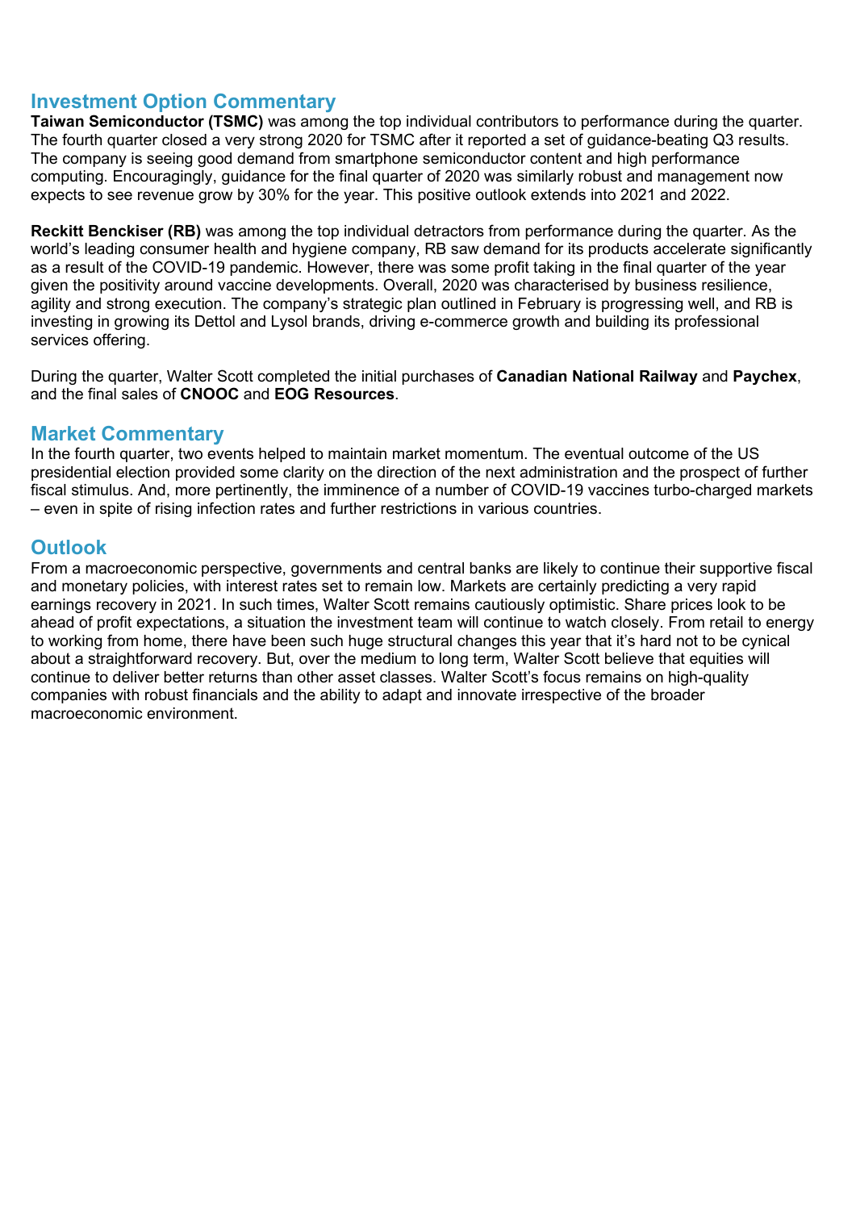## Investment Option Commentary

**Taiwan Semiconductor (TSMC)** was among the top individual contributors to performance during the quarter. The fourth quarter closed a very strong 2020 for TSMC after it reported a set of guidance-beating Q3 results. The company is seeing good demand from smartphone semiconductor content and high performance computing. Encouragingly, guidance for the final quarter of 2020 was similarly robust and management now expects to see revenue grow by 30% for the year. This positive outlook extends into 2021 and 2022.

**Reckitt Benckiser (RB)** was among the top individual detractors from performance during the quarter. As the world's leading consumer health and hygiene company, RB saw demand for its products accelerate significantly as a result of the COVID-19 pandemic. However, there was some profit taking in the final quarter of the year given the positivity around vaccine developments. Overall, 2020 was characterised by business resilience, agility and strong execution. The company's strategic plan outlined in February is progressing well, and RB is investing in growing its Dettol and Lysol brands, driving e-commerce growth and building its professional services offering.

During the quarter, Walter Scott completed the initial purchases of **Canadian National Railway** and **Paychex**, and the final sales of **CNOOC** and **EOG Resources**.

## Market Commentary

In the fourth quarter, two events helped to maintain market momentum. The eventual outcome of the US presidential election provided some clarity on the direction of the next administration and the prospect of further fiscal stimulus. And, more pertinently, the imminence of a number of COVID-19 vaccines turbo-charged markets – even in spite of rising infection rates and further restrictions in various countries.

## Outlook

From a macroeconomic perspective, governments and central banks are likely to continue their supportive fiscal and monetary policies, with interest rates set to remain low. Markets are certainly predicting a very rapid earnings recovery in 2021. In such times, Walter Scott remains cautiously optimistic. Share prices look to be ahead of profit expectations, a situation the investment team will continue to watch closely. From retail to energy to working from home, there have been such huge structural changes this year that it's hard not to be cynical about a straightforward recovery. But, over the medium to long term, Walter Scott believe that equities will continue to deliver better returns than other asset classes. Walter Scott's focus remains on high-quality companies with robust financials and the ability to adapt and innovate irrespective of the broader macroeconomic environment.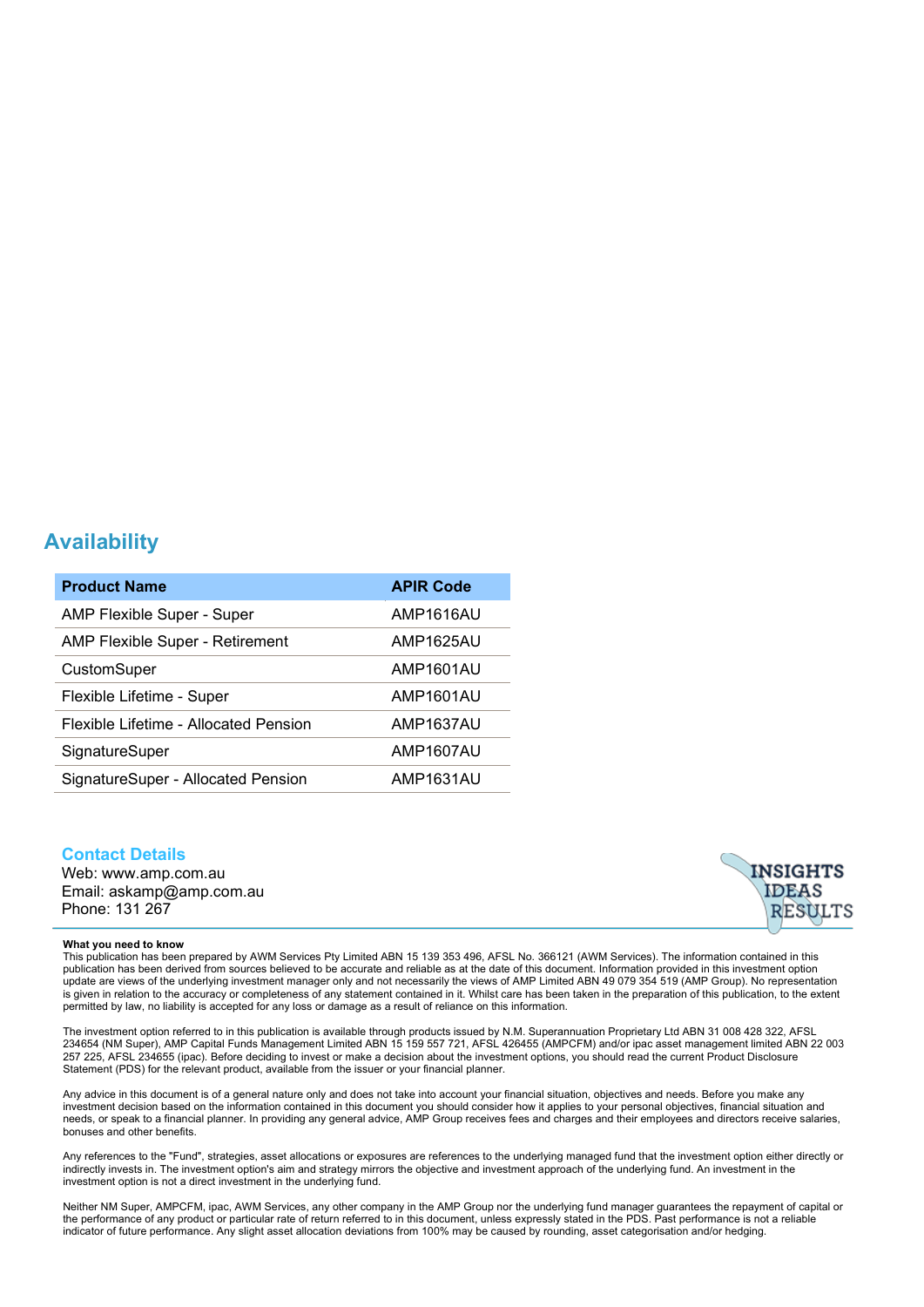## Availability

| Product Name | APIR Code |
|---|---|
| AMP Flexible Super - Super | AMP1616AU |
| AMP Flexible Super - Retirement | AMP1625AU |
| CustomSuper | AMP1601AU |
| Flexible Lifetime - Super | AMP1601AU |
| Flexible Lifetime - Allocated Pension | AMP1637AU |
| SignatureSuper | AMP1607AU |
| SignatureSuper - Allocated Pension | AMP1631AU |

### Contact Details

Web: www.amp.com.au
Email: askamp@amp.com.au
Phone: 131 267

INSIGHTS
IDEAS
RESULTS

**What you need to know**
This publication has been prepared by AWM Services Pty Limited ABN 15 139 353 496, AFSL No. 366121 (AWM Services). The information contained in this publication has been derived from sources believed to be accurate and reliable as at the date of this document. Information provided in this investment option update are views of the underlying investment manager only and not necessarily the views of AMP Limited ABN 49 079 354 519 (AMP Group). No representation is given in relation to the accuracy or completeness of any statement contained in it. Whilst care has been taken in the preparation of this publication, to the extent permitted by law, no liability is accepted for any loss or damage as a result of reliance on this information.

The investment option referred to in this publication is available through products issued by N.M. Superannuation Proprietary Ltd ABN 31 008 428 322, AFSL 234654 (NM Super), AMP Capital Funds Management Limited ABN 15 159 557 721, AFSL 426455 (AMPCFM) and/or ipac asset management limited ABN 22 003 257 225, AFSL 234655 (ipac). Before deciding to invest or make a decision about the investment options, you should read the current Product Disclosure Statement (PDS) for the relevant product, available from the issuer or your financial planner.

Any advice in this document is of a general nature only and does not take into account your financial situation, objectives and needs. Before you make any investment decision based on the information contained in this document you should consider how it applies to your personal objectives, financial situation and needs, or speak to a financial planner. In providing any general advice, AMP Group receives fees and charges and their employees and directors receive salaries, bonuses and other benefits.

Any references to the "Fund", strategies, asset allocations or exposures are references to the underlying managed fund that the investment option either directly or indirectly invests in. The investment option's aim and strategy mirrors the objective and investment approach of the underlying fund. An investment in the investment option is not a direct investment in the underlying fund.

Neither NM Super, AMPCFM, ipac, AWM Services, any other company in the AMP Group nor the underlying fund manager guarantees the repayment of capital or the performance of any product or particular rate of return referred to in this document, unless expressly stated in the PDS. Past performance is not a reliable indicator of future performance. Any slight asset allocation deviations from 100% may be caused by rounding, asset categorisation and/or hedging.